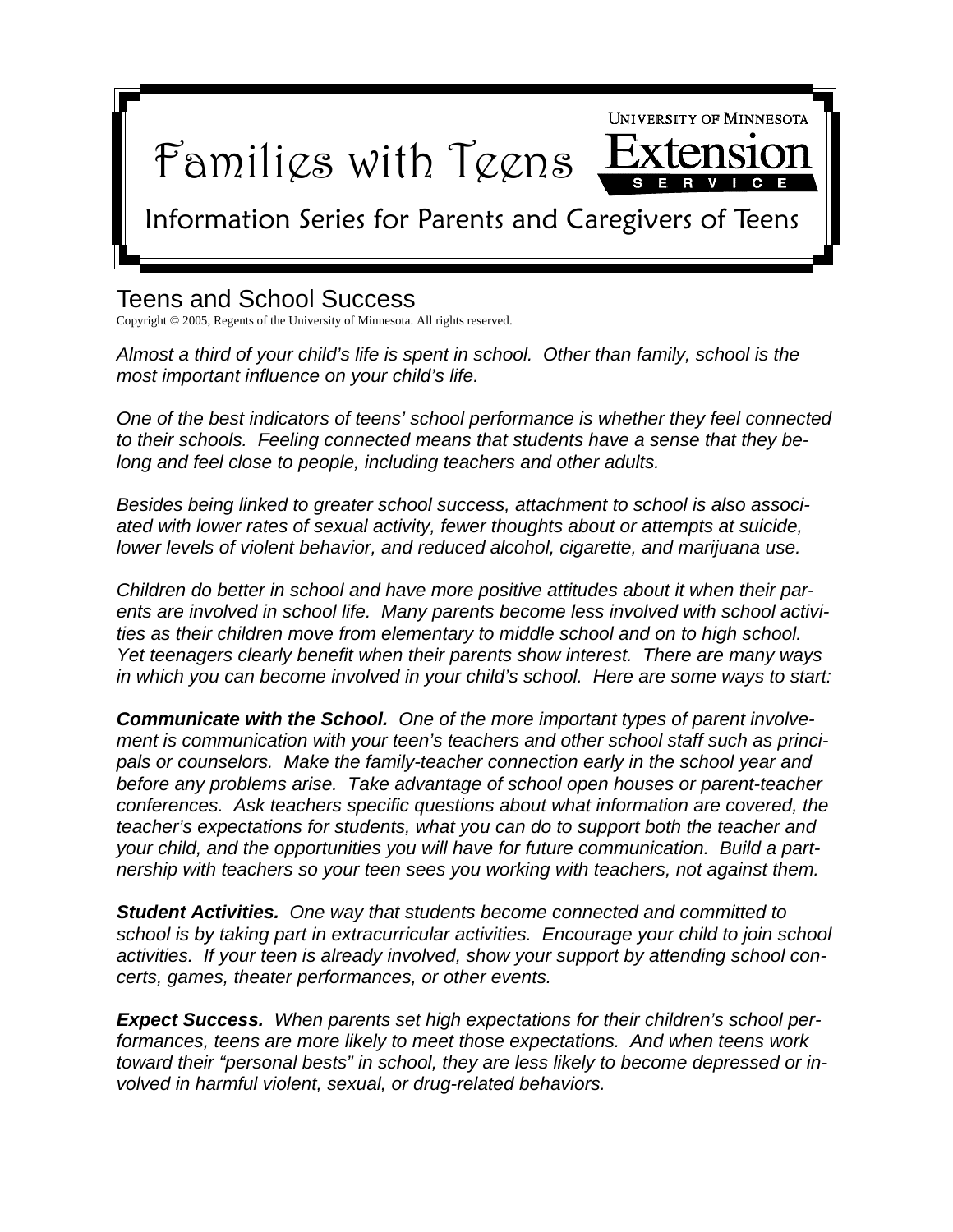# Families with Teens

**UNIVERSITY OF MINNESOTA Extension SERVICE**

## Information Series for Parents and Caregivers of Teens

## Teens and School Success

Copyright © 2005, Regents of the University of Minnesota. All rights reserved.

*Almost a third of your child's life is spent in school. Other than family, school is the most important influence on your child's life.*

*One of the best indicators of teens' school performance is whether they feel connected to their schools. Feeling connected means that students have a sense that they belong and feel close to people, including teachers and other adults.*

*Besides being linked to greater school success, attachment to school is also associated with lower rates of sexual activity, fewer thoughts about or attempts at suicide, lower levels of violent behavior, and reduced alcohol, cigarette, and marijuana use.*

*Children do better in school and have more positive attitudes about it when their parents are involved in school life. Many parents become less involved with school activities as their children move from elementary to middle school and on to high school. Yet teenagers clearly benefit when their parents show interest. There are many ways in which you can become involved in your child's school. Here are some ways to start:*

***Communicate with the School.*** *One of the more important types of parent involvement is communication with your teen's teachers and other school staff such as principals or counselors. Make the family-teacher connection early in the school year and before any problems arise. Take advantage of school open houses or parent-teacher conferences. Ask teachers specific questions about what information are covered, the teacher's expectations for students, what you can do to support both the teacher and your child, and the opportunities you will have for future communication. Build a partnership with teachers so your teen sees you working with teachers, not against them.*

***Student Activities.*** *One way that students become connected and committed to school is by taking part in extracurricular activities. Encourage your child to join school activities. If your teen is already involved, show your support by attending school concerts, games, theater performances, or other events.*

***Expect Success.*** *When parents set high expectations for their children's school performances, teens are more likely to meet those expectations. And when teens work toward their "personal bests" in school, they are less likely to become depressed or involved in harmful violent, sexual, or drug-related behaviors.*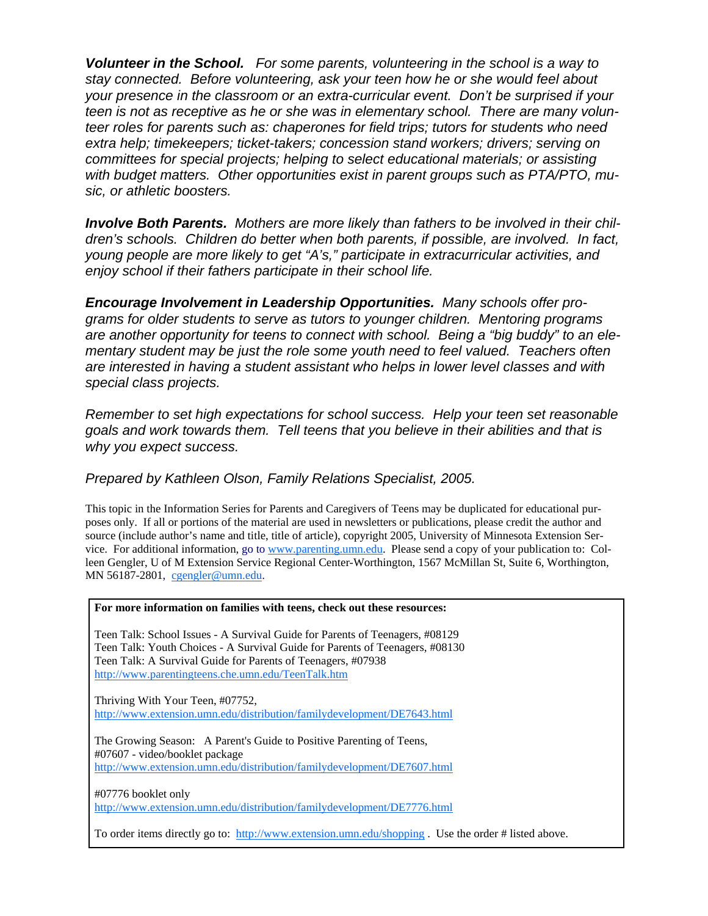***Volunteer in the School.*** *For some parents, volunteering in the school is a way to stay connected. Before volunteering, ask your teen how he or she would feel about your presence in the classroom or an extra-curricular event. Don't be surprised if your teen is not as receptive as he or she was in elementary school. There are many volunteer roles for parents such as: chaperones for field trips; tutors for students who need extra help; timekeepers; ticket-takers; concession stand workers; drivers; serving on committees for special projects; helping to select educational materials; or assisting with budget matters. Other opportunities exist in parent groups such as PTA/PTO, music, or athletic boosters.*

***Involve Both Parents.*** *Mothers are more likely than fathers to be involved in their children's schools. Children do better when both parents, if possible, are involved. In fact, young people are more likely to get "A's," participate in extracurricular activities, and enjoy school if their fathers participate in their school life.*

***Encourage Involvement in Leadership Opportunities.*** *Many schools offer programs for older students to serve as tutors to younger children. Mentoring programs are another opportunity for teens to connect with school. Being a "big buddy" to an elementary student may be just the role some youth need to feel valued. Teachers often are interested in having a student assistant who helps in lower level classes and with special class projects.*

*Remember to set high expectations for school success. Help your teen set reasonable goals and work towards them. Tell teens that you believe in their abilities and that is why you expect success.*

*Prepared by Kathleen Olson, Family Relations Specialist, 2005.*

This topic in the Information Series for Parents and Caregivers of Teens may be duplicated for educational purposes only. If all or portions of the material are used in newsletters or publications, please credit the author and source (include author's name and title, title of article), copyright 2005, University of Minnesota Extension Service. For additional information, go to www.parenting.umn.edu. Please send a copy of your publication to: Colleen Gengler, U of M Extension Service Regional Center-Worthington, 1567 McMillan St, Suite 6, Worthington, MN 56187-2801, cgengler@umn.edu.

**For more information on families with teens, check out these resources:**

Teen Talk: School Issues - A Survival Guide for Parents of Teenagers, #08129
Teen Talk: Youth Choices - A Survival Guide for Parents of Teenagers, #08130
Teen Talk: A Survival Guide for Parents of Teenagers, #07938
http://www.parentingteens.che.umn.edu/TeenTalk.htm

Thriving With Your Teen, #07752,
http://www.extension.umn.edu/distribution/familydevelopment/DE7643.html

The Growing Season: A Parent's Guide to Positive Parenting of Teens,
#07607 - video/booklet package
http://www.extension.umn.edu/distribution/familydevelopment/DE7607.html

#07776 booklet only
http://www.extension.umn.edu/distribution/familydevelopment/DE7776.html

To order items directly go to: http://www.extension.umn.edu/shopping . Use the order # listed above.